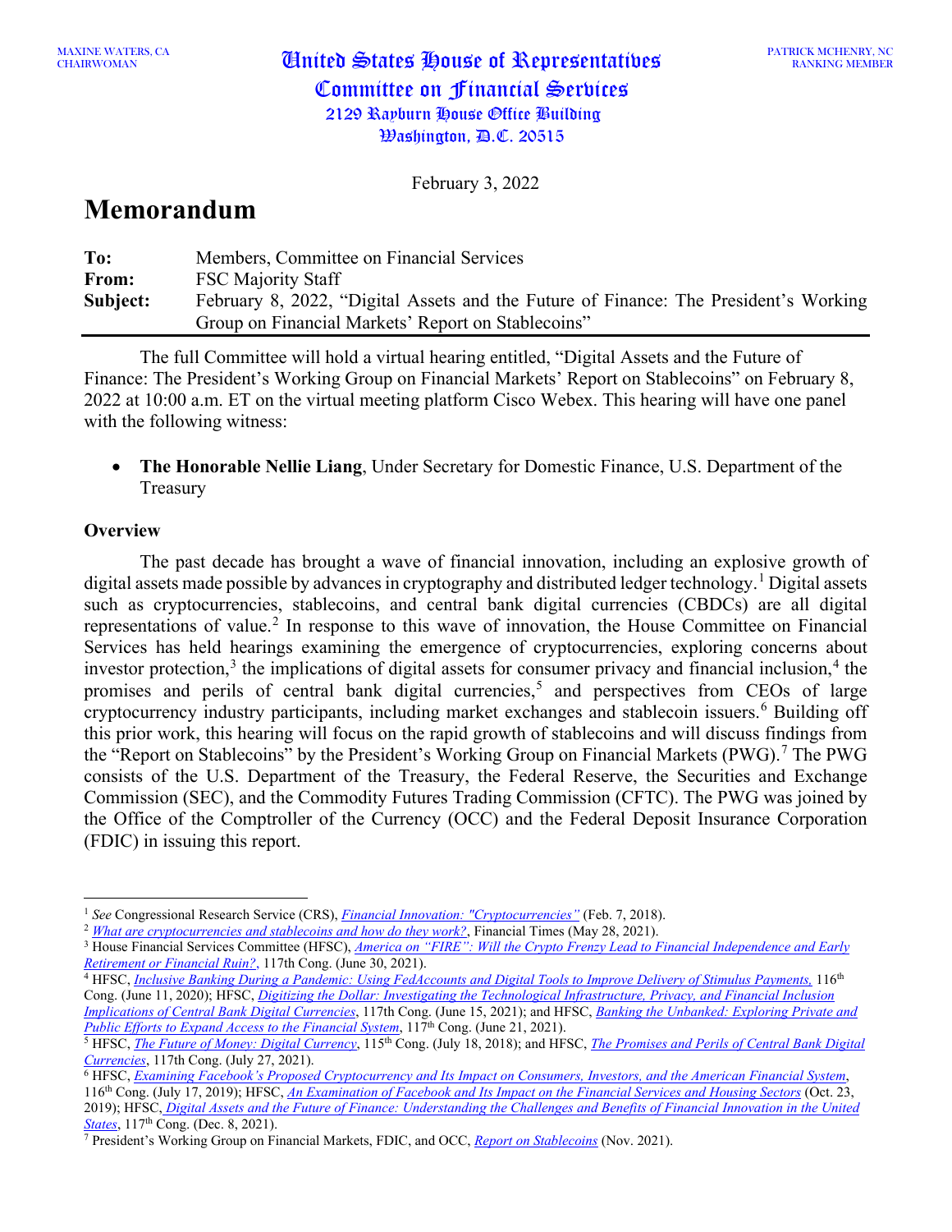MAXINE WATERS, CA
CHAIRWOMAN

# United States House of Representatives
## Committee on Financial Services
2129 Rayburn House Office Building
Washington, D.C. 20515

PATRICK MCHENRY, NC
RANKING MEMBER

February 3, 2022

# Memorandum

**To:** Members, Committee on Financial Services
**From:** FSC Majority Staff
**Subject:** February 8, 2022, "Digital Assets and the Future of Finance: The President's Working Group on Financial Markets' Report on Stablecoins"

The full Committee will hold a virtual hearing entitled, "Digital Assets and the Future of Finance: The President's Working Group on Financial Markets' Report on Stablecoins" on February 8, 2022 at 10:00 a.m. ET on the virtual meeting platform Cisco Webex. This hearing will have one panel with the following witness:

- **The Honorable Nellie Liang**, Under Secretary for Domestic Finance, U.S. Department of the Treasury

## Overview

The past decade has brought a wave of financial innovation, including an explosive growth of digital assets made possible by advances in cryptography and distributed ledger technology.[1] Digital assets such as cryptocurrencies, stablecoins, and central bank digital currencies (CBDCs) are all digital representations of value.[2] In response to this wave of innovation, the House Committee on Financial Services has held hearings examining the emergence of cryptocurrencies, exploring concerns about investor protection,[3] the implications of digital assets for consumer privacy and financial inclusion,[4] the promises and perils of central bank digital currencies,[5] and perspectives from CEOs of large cryptocurrency industry participants, including market exchanges and stablecoin issuers.[6] Building off this prior work, this hearing will focus on the rapid growth of stablecoins and will discuss findings from the "Report on Stablecoins" by the President's Working Group on Financial Markets (PWG).[7] The PWG consists of the U.S. Department of the Treasury, the Federal Reserve, the Securities and Exchange Commission (SEC), and the Commodity Futures Trading Commission (CFTC). The PWG was joined by the Office of the Comptroller of the Currency (OCC) and the Federal Deposit Insurance Corporation (FDIC) in issuing this report.

---

[1] *See* Congressional Research Service (CRS), *Financial Innovation: "Cryptocurrencies"* (Feb. 7, 2018).

[2] *What are cryptocurrencies and stablecoins and how do they work?*, Financial Times (May 28, 2021).

[3] House Financial Services Committee (HFSC), *America on "FIRE": Will the Crypto Frenzy Lead to Financial Independence and Early Retirement or Financial Ruin?*, 117th Cong. (June 30, 2021).

[4] HFSC, *Inclusive Banking During a Pandemic: Using FedAccounts and Digital Tools to Improve Delivery of Stimulus Payments,* 116th Cong. (June 11, 2020); HFSC, *Digitizing the Dollar: Investigating the Technological Infrastructure, Privacy, and Financial Inclusion Implications of Central Bank Digital Currencies*, 117th Cong. (June 15, 2021); and HFSC, *Banking the Unbanked: Exploring Private and Public Efforts to Expand Access to the Financial System*, 117th Cong. (June 21, 2021).

[5] HFSC, *The Future of Money: Digital Currency*, 115th Cong. (July 18, 2018); and HFSC, *The Promises and Perils of Central Bank Digital Currencies*, 117th Cong. (July 27, 2021).

[6] HFSC, *Examining Facebook's Proposed Cryptocurrency and Its Impact on Consumers, Investors, and the American Financial System*, 116th Cong. (July 17, 2019); HFSC, *An Examination of Facebook and Its Impact on the Financial Services and Housing Sectors* (Oct. 23, 2019); HFSC, *Digital Assets and the Future of Finance: Understanding the Challenges and Benefits of Financial Innovation in the United States*, 117th Cong. (Dec. 8, 2021).

[7] President's Working Group on Financial Markets, FDIC, and OCC, *Report on Stablecoins* (Nov. 2021).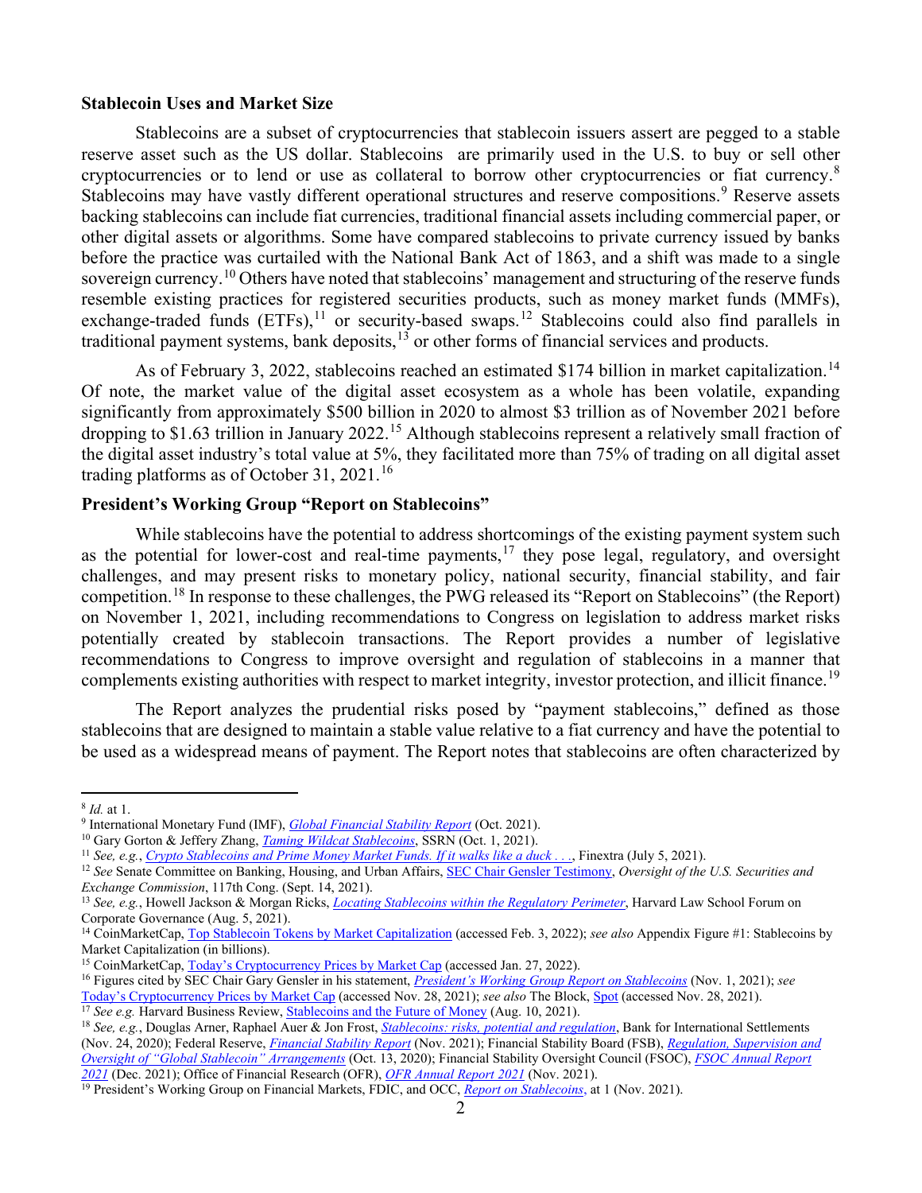## Stablecoin Uses and Market Size

Stablecoins are a subset of cryptocurrencies that stablecoin issuers assert are pegged to a stable reserve asset such as the US dollar. Stablecoins are primarily used in the U.S. to buy or sell other cryptocurrencies or to lend or use as collateral to borrow other cryptocurrencies or fiat currency.[8] Stablecoins may have vastly different operational structures and reserve compositions.[9] Reserve assets backing stablecoins can include fiat currencies, traditional financial assets including commercial paper, or other digital assets or algorithms. Some have compared stablecoins to private currency issued by banks before the practice was curtailed with the National Bank Act of 1863, and a shift was made to a single sovereign currency.[10] Others have noted that stablecoins' management and structuring of the reserve funds resemble existing practices for registered securities products, such as money market funds (MMFs), exchange-traded funds (ETFs),[11] or security-based swaps.[12] Stablecoins could also find parallels in traditional payment systems, bank deposits,[13] or other forms of financial services and products.

As of February 3, 2022, stablecoins reached an estimated $174 billion in market capitalization.[14] Of note, the market value of the digital asset ecosystem as a whole has been volatile, expanding significantly from approximately $500 billion in 2020 to almost $3 trillion as of November 2021 before dropping to $1.63 trillion in January 2022.[15] Although stablecoins represent a relatively small fraction of the digital asset industry's total value at 5%, they facilitated more than 75% of trading on all digital asset trading platforms as of October 31, 2021.[16]

## President's Working Group "Report on Stablecoins"

While stablecoins have the potential to address shortcomings of the existing payment system such as the potential for lower-cost and real-time payments,[17] they pose legal, regulatory, and oversight challenges, and may present risks to monetary policy, national security, financial stability, and fair competition.[18] In response to these challenges, the PWG released its "Report on Stablecoins" (the Report) on November 1, 2021, including recommendations to Congress on legislation to address market risks potentially created by stablecoin transactions. The Report provides a number of legislative recommendations to Congress to improve oversight and regulation of stablecoins in a manner that complements existing authorities with respect to market integrity, investor protection, and illicit finance.[19]

The Report analyzes the prudential risks posed by "payment stablecoins," defined as those stablecoins that are designed to maintain a stable value relative to a fiat currency and have the potential to be used as a widespread means of payment. The Report notes that stablecoins are often characterized by

---

[8] *Id.* at 1.

[9] International Monetary Fund (IMF), *Global Financial Stability Report* (Oct. 2021).

[10] Gary Gorton & Jeffery Zhang, *Taming Wildcat Stablecoins*, SSRN (Oct. 1, 2021).

[11] *See, e.g.*, *Crypto Stablecoins and Prime Money Market Funds. If it walks like a duck . . .*, Finextra (July 5, 2021).

[12] *See* Senate Committee on Banking, Housing, and Urban Affairs, SEC Chair Gensler Testimony, *Oversight of the U.S. Securities and Exchange Commission*, 117th Cong. (Sept. 14, 2021).

[13] *See, e.g.*, Howell Jackson & Morgan Ricks, *Locating Stablecoins within the Regulatory Perimeter*, Harvard Law School Forum on Corporate Governance (Aug. 5, 2021).

[14] CoinMarketCap, Top Stablecoin Tokens by Market Capitalization (accessed Feb. 3, 2022); *see also* Appendix Figure #1: Stablecoins by Market Capitalization (in billions).

[15] CoinMarketCap, Today's Cryptocurrency Prices by Market Cap (accessed Jan. 27, 2022).

[16] Figures cited by SEC Chair Gary Gensler in his statement, *President's Working Group Report on Stablecoins* (Nov. 1, 2021); *see* Today's Cryptocurrency Prices by Market Cap (accessed Nov. 28, 2021); *see also* The Block, Spot (accessed Nov. 28, 2021).

[17] *See e.g.* Harvard Business Review, Stablecoins and the Future of Money (Aug. 10, 2021).

[18] *See, e.g.*, Douglas Arner, Raphael Auer & Jon Frost, *Stablecoins: risks, potential and regulation*, Bank for International Settlements (Nov. 24, 2020); Federal Reserve, *Financial Stability Report* (Nov. 2021); Financial Stability Board (FSB), *Regulation, Supervision and Oversight of "Global Stablecoin" Arrangements* (Oct. 13, 2020); Financial Stability Oversight Council (FSOC), *FSOC Annual Report 2021* (Dec. 2021); Office of Financial Research (OFR), *OFR Annual Report 2021* (Nov. 2021).

[19] President's Working Group on Financial Markets, FDIC, and OCC, *Report on Stablecoins*, at 1 (Nov. 2021).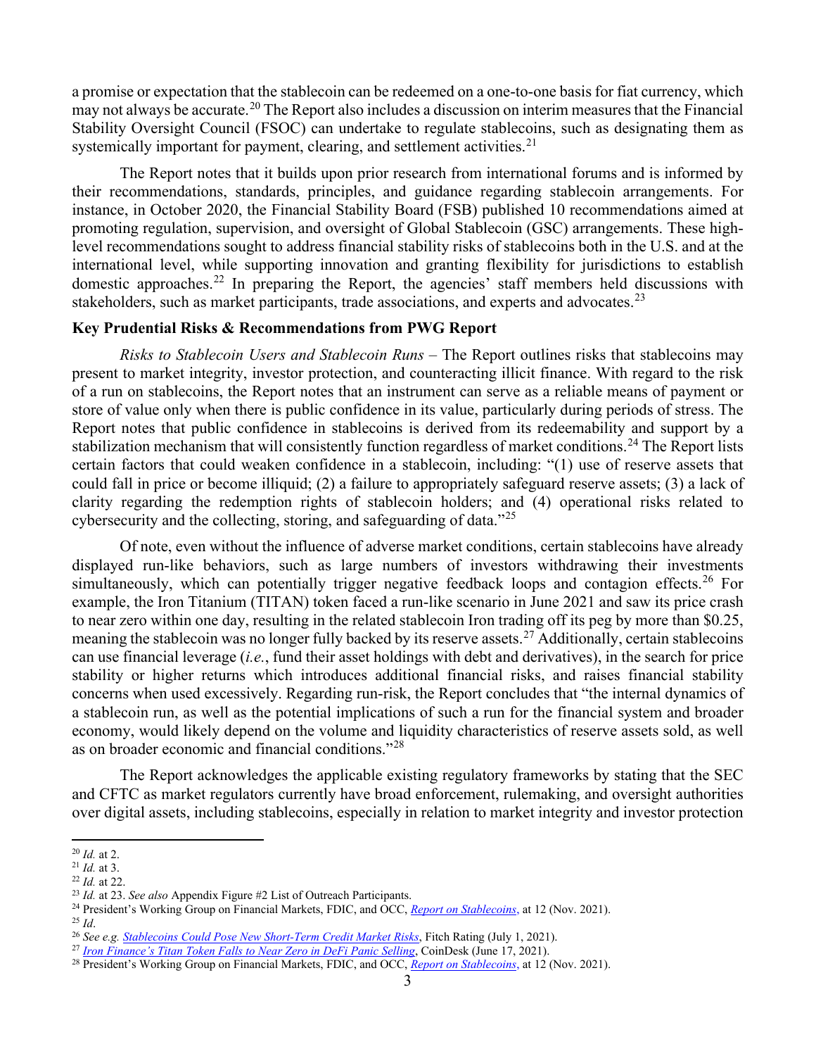a promise or expectation that the stablecoin can be redeemed on a one-to-one basis for fiat currency, which may not always be accurate.[20] The Report also includes a discussion on interim measures that the Financial Stability Oversight Council (FSOC) can undertake to regulate stablecoins, such as designating them as systemically important for payment, clearing, and settlement activities.[21]

The Report notes that it builds upon prior research from international forums and is informed by their recommendations, standards, principles, and guidance regarding stablecoin arrangements. For instance, in October 2020, the Financial Stability Board (FSB) published 10 recommendations aimed at promoting regulation, supervision, and oversight of Global Stablecoin (GSC) arrangements. These high-level recommendations sought to address financial stability risks of stablecoins both in the U.S. and at the international level, while supporting innovation and granting flexibility for jurisdictions to establish domestic approaches.[22] In preparing the Report, the agencies' staff members held discussions with stakeholders, such as market participants, trade associations, and experts and advocates.[23]

**Key Prudential Risks & Recommendations from PWG Report**

*Risks to Stablecoin Users and Stablecoin Runs* – The Report outlines risks that stablecoins may present to market integrity, investor protection, and counteracting illicit finance. With regard to the risk of a run on stablecoins, the Report notes that an instrument can serve as a reliable means of payment or store of value only when there is public confidence in its value, particularly during periods of stress. The Report notes that public confidence in stablecoins is derived from its redeemability and support by a stabilization mechanism that will consistently function regardless of market conditions.[24] The Report lists certain factors that could weaken confidence in a stablecoin, including: "(1) use of reserve assets that could fall in price or become illiquid; (2) a failure to appropriately safeguard reserve assets; (3) a lack of clarity regarding the redemption rights of stablecoin holders; and (4) operational risks related to cybersecurity and the collecting, storing, and safeguarding of data."[25]

Of note, even without the influence of adverse market conditions, certain stablecoins have already displayed run-like behaviors, such as large numbers of investors withdrawing their investments simultaneously, which can potentially trigger negative feedback loops and contagion effects.[26] For example, the Iron Titanium (TITAN) token faced a run-like scenario in June 2021 and saw its price crash to near zero within one day, resulting in the related stablecoin Iron trading off its peg by more than \$0.25, meaning the stablecoin was no longer fully backed by its reserve assets.[27] Additionally, certain stablecoins can use financial leverage (*i.e.*, fund their asset holdings with debt and derivatives), in the search for price stability or higher returns which introduces additional financial risks, and raises financial stability concerns when used excessively. Regarding run-risk, the Report concludes that "the internal dynamics of a stablecoin run, as well as the potential implications of such a run for the financial system and broader economy, would likely depend on the volume and liquidity characteristics of reserve assets sold, as well as on broader economic and financial conditions."[28]

The Report acknowledges the applicable existing regulatory frameworks by stating that the SEC and CFTC as market regulators currently have broad enforcement, rulemaking, and oversight authorities over digital assets, including stablecoins, especially in relation to market integrity and investor protection

---

[20] *Id.* at 2.
[21] *Id.* at 3.
[22] *Id.* at 22.
[23] *Id.* at 23. *See also* Appendix Figure #2 List of Outreach Participants.
[24] President's Working Group on Financial Markets, FDIC, and OCC, *Report on Stablecoins*, at 12 (Nov. 2021).
[25] *Id*.
[26] *See e.g. Stablecoins Could Pose New Short-Term Credit Market Risks*, Fitch Rating (July 1, 2021).
[27] *Iron Finance's Titan Token Falls to Near Zero in DeFi Panic Selling*, CoinDesk (June 17, 2021).
[28] President's Working Group on Financial Markets, FDIC, and OCC, *Report on Stablecoins*, at 12 (Nov. 2021).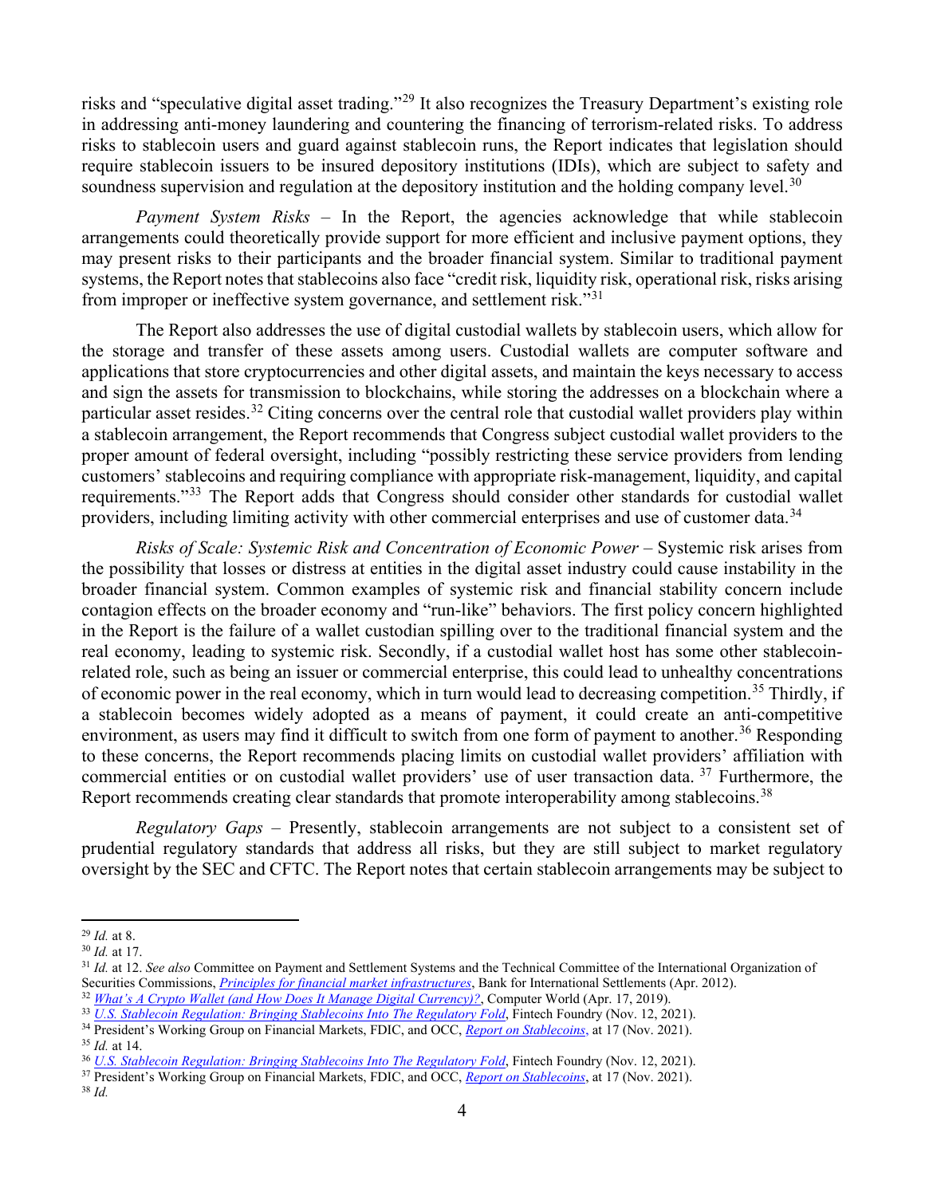risks and "speculative digital asset trading."[29] It also recognizes the Treasury Department's existing role in addressing anti-money laundering and countering the financing of terrorism-related risks. To address risks to stablecoin users and guard against stablecoin runs, the Report indicates that legislation should require stablecoin issuers to be insured depository institutions (IDIs), which are subject to safety and soundness supervision and regulation at the depository institution and the holding company level.[30]

*Payment System Risks* – In the Report, the agencies acknowledge that while stablecoin arrangements could theoretically provide support for more efficient and inclusive payment options, they may present risks to their participants and the broader financial system. Similar to traditional payment systems, the Report notes that stablecoins also face "credit risk, liquidity risk, operational risk, risks arising from improper or ineffective system governance, and settlement risk."[31]

The Report also addresses the use of digital custodial wallets by stablecoin users, which allow for the storage and transfer of these assets among users. Custodial wallets are computer software and applications that store cryptocurrencies and other digital assets, and maintain the keys necessary to access and sign the assets for transmission to blockchains, while storing the addresses on a blockchain where a particular asset resides.[32] Citing concerns over the central role that custodial wallet providers play within a stablecoin arrangement, the Report recommends that Congress subject custodial wallet providers to the proper amount of federal oversight, including "possibly restricting these service providers from lending customers' stablecoins and requiring compliance with appropriate risk-management, liquidity, and capital requirements."[33] The Report adds that Congress should consider other standards for custodial wallet providers, including limiting activity with other commercial enterprises and use of customer data.[34]

*Risks of Scale: Systemic Risk and Concentration of Economic Power* – Systemic risk arises from the possibility that losses or distress at entities in the digital asset industry could cause instability in the broader financial system. Common examples of systemic risk and financial stability concern include contagion effects on the broader economy and "run-like" behaviors. The first policy concern highlighted in the Report is the failure of a wallet custodian spilling over to the traditional financial system and the real economy, leading to systemic risk. Secondly, if a custodial wallet host has some other stablecoin-related role, such as being an issuer or commercial enterprise, this could lead to unhealthy concentrations of economic power in the real economy, which in turn would lead to decreasing competition.[35] Thirdly, if a stablecoin becomes widely adopted as a means of payment, it could create an anti-competitive environment, as users may find it difficult to switch from one form of payment to another.[36] Responding to these concerns, the Report recommends placing limits on custodial wallet providers' affiliation with commercial entities or on custodial wallet providers' use of user transaction data.[37] Furthermore, the Report recommends creating clear standards that promote interoperability among stablecoins.[38]

*Regulatory Gaps* – Presently, stablecoin arrangements are not subject to a consistent set of prudential regulatory standards that address all risks, but they are still subject to market regulatory oversight by the SEC and CFTC. The Report notes that certain stablecoin arrangements may be subject to

---

[29] *Id.* at 8.

[30] *Id.* at 17.

[31] *Id.* at 12. *See also* Committee on Payment and Settlement Systems and the Technical Committee of the International Organization of Securities Commissions, *Principles for financial market infrastructures*, Bank for International Settlements (Apr. 2012).

[32] *What's A Crypto Wallet (and How Does It Manage Digital Currency)?*, Computer World (Apr. 17, 2019).

[33] *U.S. Stablecoin Regulation: Bringing Stablecoins Into The Regulatory Fold*, Fintech Foundry (Nov. 12, 2021).

[34] President's Working Group on Financial Markets, FDIC, and OCC, *Report on Stablecoins*, at 17 (Nov. 2021).

[35] *Id.* at 14.

[36] *U.S. Stablecoin Regulation: Bringing Stablecoins Into The Regulatory Fold*, Fintech Foundry (Nov. 12, 2021).

[37] President's Working Group on Financial Markets, FDIC, and OCC, *Report on Stablecoins*, at 17 (Nov. 2021).

[38] *Id.*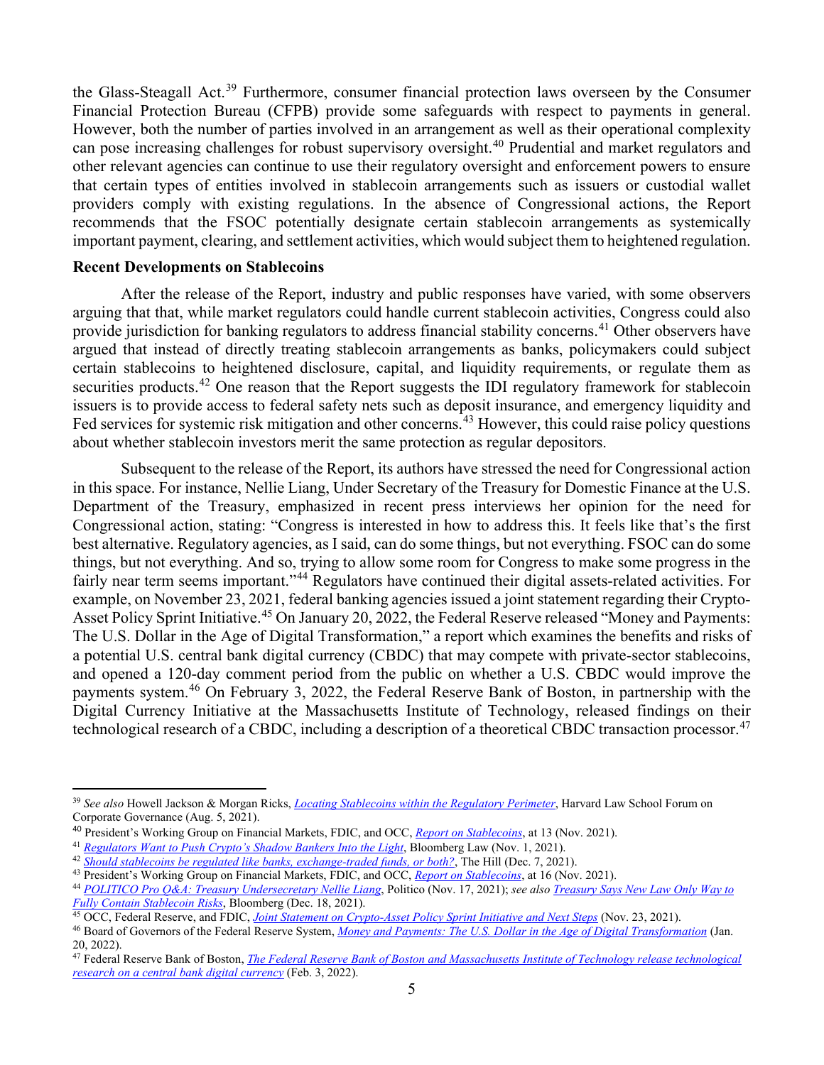the Glass-Steagall Act.[39] Furthermore, consumer financial protection laws overseen by the Consumer Financial Protection Bureau (CFPB) provide some safeguards with respect to payments in general. However, both the number of parties involved in an arrangement as well as their operational complexity can pose increasing challenges for robust supervisory oversight.[40] Prudential and market regulators and other relevant agencies can continue to use their regulatory oversight and enforcement powers to ensure that certain types of entities involved in stablecoin arrangements such as issuers or custodial wallet providers comply with existing regulations. In the absence of Congressional actions, the Report recommends that the FSOC potentially designate certain stablecoin arrangements as systemically important payment, clearing, and settlement activities, which would subject them to heightened regulation.

**Recent Developments on Stablecoins**

After the release of the Report, industry and public responses have varied, with some observers arguing that that, while market regulators could handle current stablecoin activities, Congress could also provide jurisdiction for banking regulators to address financial stability concerns.[41] Other observers have argued that instead of directly treating stablecoin arrangements as banks, policymakers could subject certain stablecoins to heightened disclosure, capital, and liquidity requirements, or regulate them as securities products.[42] One reason that the Report suggests the IDI regulatory framework for stablecoin issuers is to provide access to federal safety nets such as deposit insurance, and emergency liquidity and Fed services for systemic risk mitigation and other concerns.[43] However, this could raise policy questions about whether stablecoin investors merit the same protection as regular depositors.

Subsequent to the release of the Report, its authors have stressed the need for Congressional action in this space. For instance, Nellie Liang, Under Secretary of the Treasury for Domestic Finance at the U.S. Department of the Treasury, emphasized in recent press interviews her opinion for the need for Congressional action, stating: "Congress is interested in how to address this. It feels like that's the first best alternative. Regulatory agencies, as I said, can do some things, but not everything. FSOC can do some things, but not everything. And so, trying to allow some room for Congress to make some progress in the fairly near term seems important."[44] Regulators have continued their digital assets-related activities. For example, on November 23, 2021, federal banking agencies issued a joint statement regarding their Crypto-Asset Policy Sprint Initiative.[45] On January 20, 2022, the Federal Reserve released "Money and Payments: The U.S. Dollar in the Age of Digital Transformation," a report which examines the benefits and risks of a potential U.S. central bank digital currency (CBDC) that may compete with private-sector stablecoins, and opened a 120-day comment period from the public on whether a U.S. CBDC would improve the payments system.[46] On February 3, 2022, the Federal Reserve Bank of Boston, in partnership with the Digital Currency Initiative at the Massachusetts Institute of Technology, released findings on their technological research of a CBDC, including a description of a theoretical CBDC transaction processor.[47]

---

[39] *See also* Howell Jackson & Morgan Ricks, *Locating Stablecoins within the Regulatory Perimeter*, Harvard Law School Forum on Corporate Governance (Aug. 5, 2021).

[40] President's Working Group on Financial Markets, FDIC, and OCC, *Report on Stablecoins*, at 13 (Nov. 2021).

[41] *Regulators Want to Push Crypto's Shadow Bankers Into the Light*, Bloomberg Law (Nov. 1, 2021).

[42] *Should stablecoins be regulated like banks, exchange-traded funds, or both?*, The Hill (Dec. 7, 2021).

[43] President's Working Group on Financial Markets, FDIC, and OCC, *Report on Stablecoins*, at 16 (Nov. 2021).

[44] *POLITICO Pro Q&A: Treasury Undersecretary Nellie Liang*, Politico (Nov. 17, 2021); *see also Treasury Says New Law Only Way to Fully Contain Stablecoin Risks*, Bloomberg (Dec. 18, 2021).

[45] OCC, Federal Reserve, and FDIC, *Joint Statement on Crypto-Asset Policy Sprint Initiative and Next Steps* (Nov. 23, 2021).

[46] Board of Governors of the Federal Reserve System, *Money and Payments: The U.S. Dollar in the Age of Digital Transformation* (Jan. 20, 2022).

[47] Federal Reserve Bank of Boston, *The Federal Reserve Bank of Boston and Massachusetts Institute of Technology release technological research on a central bank digital currency* (Feb. 3, 2022).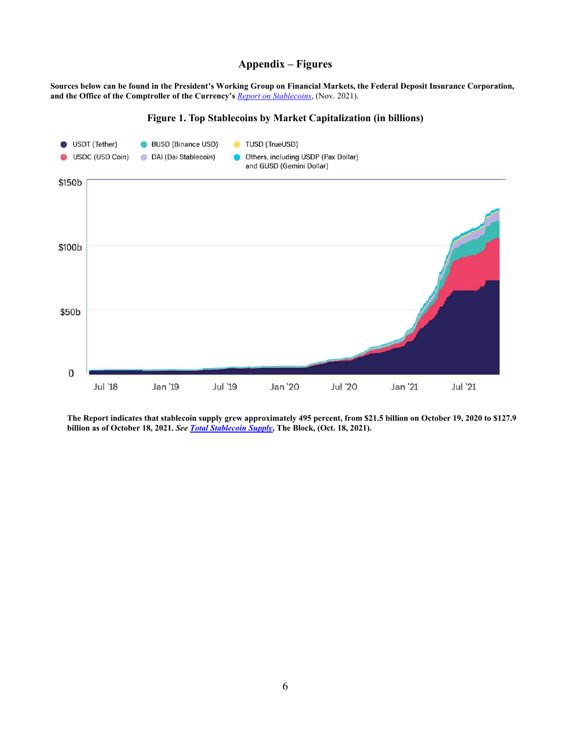## Appendix – Figures

**Sources below can be found in the President's Working Group on Financial Markets, the Federal Deposit Insurance Corporation, and the Office of the Comptroller of the Currency's** [Report on Stablecoins](), (Nov. 2021).

**Figure 1. Top Stablecoins by Market Capitalization (in billions)**

USDT (Tether)
USDC (USD Coin)
BUSD (Binance USD)
DAI (Dai Stablecoin)
TUSD (TrueUSD)
Others, including USDP (Pax Dollar) and GUSD (Gemini Dollar)

$150b
$100b
$50b
0

Jul '18
Jan '19
Jul '19
Jan '20
Jul '20
Jan '21
Jul '21

**The Report indicates that stablecoin supply grew approximately 495 percent, from $21.5 billion on October 19, 2020 to $127.9 billion as of October 18, 2021.** ***See*** [***Total Stablecoin Supply***](), **The Block, (Oct. 18, 2021).**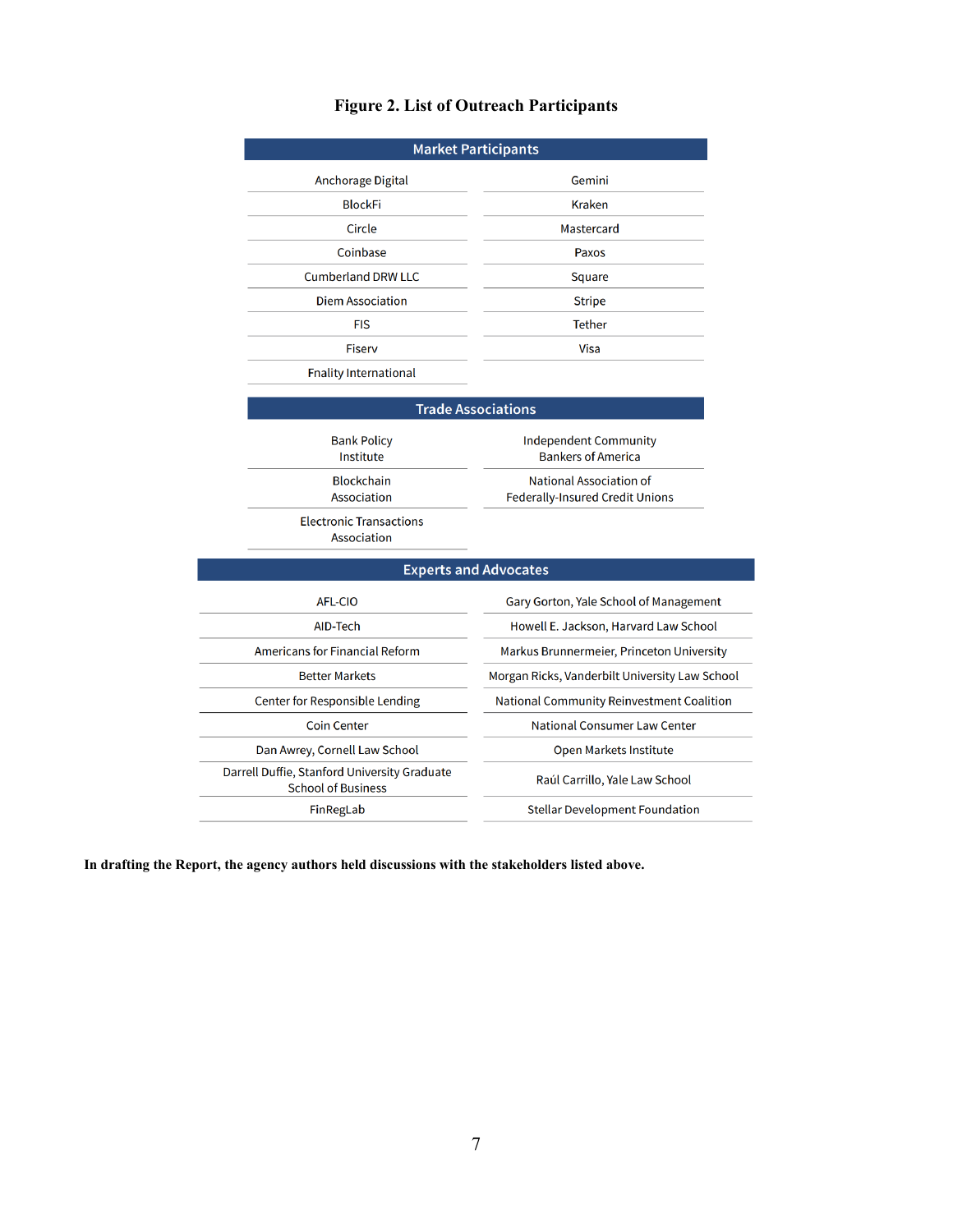**Figure 2. List of Outreach Participants**

| Market Participants | |
|---|---|
| Anchorage Digital | Gemini |
| BlockFi | Kraken |
| Circle | Mastercard |
| Coinbase | Paxos |
| Cumberland DRW LLC | Square |
| Diem Association | Stripe |
| FIS | Tether |
| Fiserv | Visa |
| Fnality International | |

| Trade Associations | |
|---|---|
| Bank Policy Institute | Independent Community Bankers of America |
| Blockchain Association | National Association of Federally-Insured Credit Unions |
| Electronic Transactions Association | |

| Experts and Advocates | |
|---|---|
| AFL-CIO | Gary Gorton, Yale School of Management |
| AID-Tech | Howell E. Jackson, Harvard Law School |
| Americans for Financial Reform | Markus Brunnermeier, Princeton University |
| Better Markets | Morgan Ricks, Vanderbilt University Law School |
| Center for Responsible Lending | National Community Reinvestment Coalition |
| Coin Center | National Consumer Law Center |
| Dan Awrey, Cornell Law School | Open Markets Institute |
| Darrell Duffie, Stanford University Graduate School of Business | Raúl Carrillo, Yale Law School |
| FinRegLab | Stellar Development Foundation |

**In drafting the Report, the agency authors held discussions with the stakeholders listed above.**